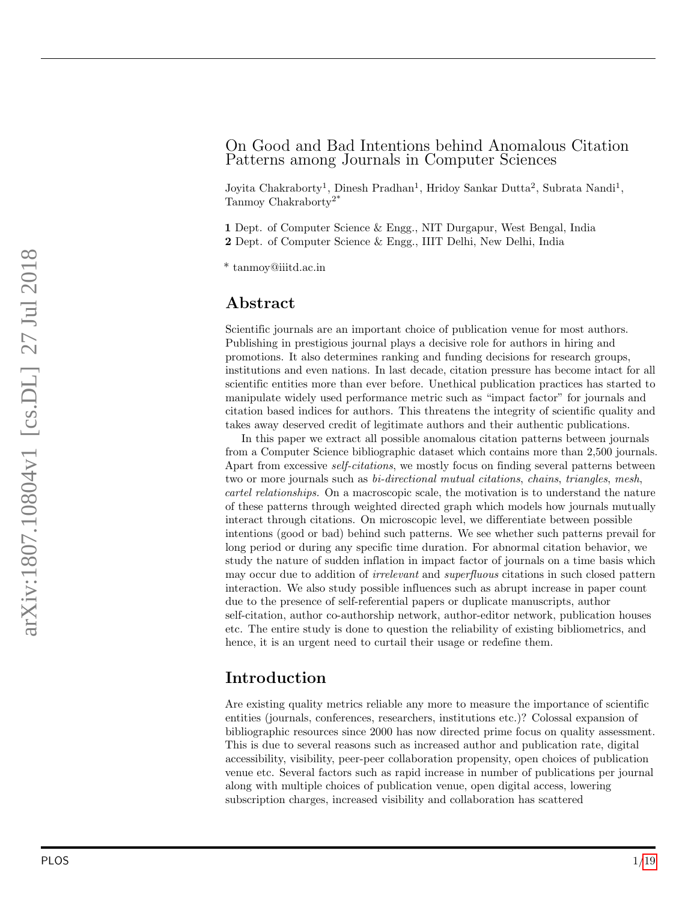# On Good and Bad Intentions behind Anomalous Citation Patterns among Journals in Computer Sciences

Joyita Chakraborty[1], Dinesh Pradhan[1], Hridoy Sankar Dutta[2], Subrata Nandi[1], Tanmoy Chakraborty[2*]

**1** Dept. of Computer Science & Engg., NIT Durgapur, West Bengal, India
**2** Dept. of Computer Science & Engg., IIIT Delhi, New Delhi, India

* tanmoy@iiitd.ac.in

## Abstract

Scientific journals are an important choice of publication venue for most authors. Publishing in prestigious journal plays a decisive role for authors in hiring and promotions. It also determines ranking and funding decisions for research groups, institutions and even nations. In last decade, citation pressure has become intact for all scientific entities more than ever before. Unethical publication practices has started to manipulate widely used performance metric such as "impact factor" for journals and citation based indices for authors. This threatens the integrity of scientific quality and takes away deserved credit of legitimate authors and their authentic publications.

In this paper we extract all possible anomalous citation patterns between journals from a Computer Science bibliographic dataset which contains more than 2,500 journals. Apart from excessive *self-citations*, we mostly focus on finding several patterns between two or more journals such as *bi-directional mutual citations*, *chains*, *triangles*, *mesh*, *cartel relationships*. On a macroscopic scale, the motivation is to understand the nature of these patterns through weighted directed graph which models how journals mutually interact through citations. On microscopic level, we differentiate between possible intentions (good or bad) behind such patterns. We see whether such patterns prevail for long period or during any specific time duration. For abnormal citation behavior, we study the nature of sudden inflation in impact factor of journals on a time basis which may occur due to addition of *irrelevant* and *superfluous* citations in such closed pattern interaction. We also study possible influences such as abrupt increase in paper count due to the presence of self-referential papers or duplicate manuscripts, author self-citation, author co-authorship network, author-editor network, publication houses etc. The entire study is done to question the reliability of existing bibliometrics, and hence, it is an urgent need to curtail their usage or redefine them.

## Introduction

Are existing quality metrics reliable any more to measure the importance of scientific entities (journals, conferences, researchers, institutions etc.)? Colossal expansion of bibliographic resources since 2000 has now directed prime focus on quality assessment. This is due to several reasons such as increased author and publication rate, digital accessibility, visibility, peer-peer collaboration propensity, open choices of publication venue etc. Several factors such as rapid increase in number of publications per journal along with multiple choices of publication venue, open digital access, lowering subscription charges, increased visibility and collaboration has scattered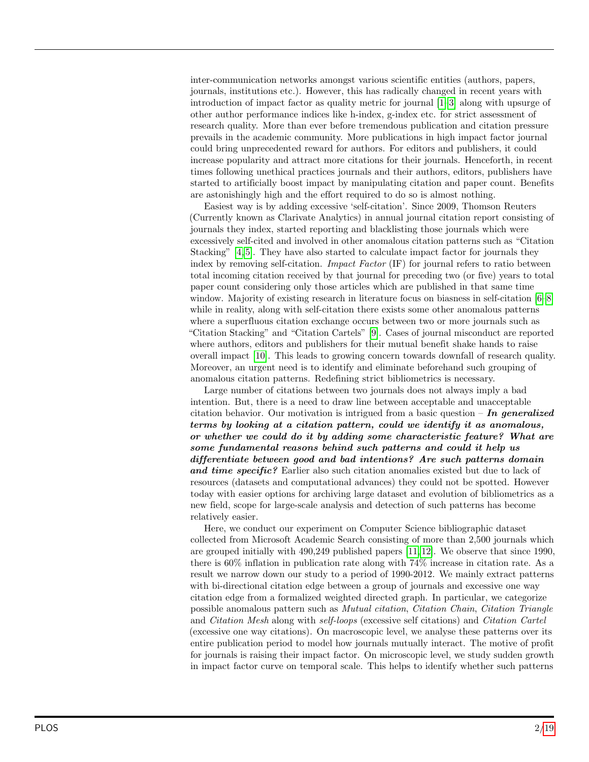inter-communication networks amongst various scientific entities (authors, papers, journals, institutions etc.). However, this has radically changed in recent years with introduction of impact factor as quality metric for journal [1–3] along with upsurge of other author performance indices like h-index, g-index etc. for strict assessment of research quality. More than ever before tremendous publication and citation pressure prevails in the academic community. More publications in high impact factor journal could bring unprecedented reward for authors. For editors and publishers, it could increase popularity and attract more citations for their journals. Henceforth, in recent times following unethical practices journals and their authors, editors, publishers have started to artificially boost impact by manipulating citation and paper count. Benefits are astonishingly high and the effort required to do so is almost nothing.

Easiest way is by adding excessive 'self-citation'. Since 2009, Thomson Reuters (Currently known as Clarivate Analytics) in annual journal citation report consisting of journals they index, started reporting and blacklisting those journals which were excessively self-cited and involved in other anomalous citation patterns such as "Citation Stacking" [4,5]. They have also started to calculate impact factor for journals they index by removing self-citation. *Impact Factor* (IF) for journal refers to ratio between total incoming citation received by that journal for preceding two (or five) years to total paper count considering only those articles which are published in that same time window. Majority of existing research in literature focus on biasness in self-citation [6–8] while in reality, along with self-citation there exists some other anomalous patterns where a superfluous citation exchange occurs between two or more journals such as "Citation Stacking" and "Citation Cartels" [9]. Cases of journal misconduct are reported where authors, editors and publishers for their mutual benefit shake hands to raise overall impact [10]. This leads to growing concern towards downfall of research quality. Moreover, an urgent need is to identify and eliminate beforehand such grouping of anomalous citation patterns. Redefining strict bibliometrics is necessary.

Large number of citations between two journals does not always imply a bad intention. But, there is a need to draw line between acceptable and unacceptable citation behavior. Our motivation is intrigued from a basic question – ***In generalized terms by looking at a citation pattern, could we identify it as anomalous, or whether we could do it by adding some characteristic feature? What are some fundamental reasons behind such patterns and could it help us differentiate between good and bad intentions? Are such patterns domain and time specific?*** Earlier also such citation anomalies existed but due to lack of resources (datasets and computational advances) they could not be spotted. However today with easier options for archiving large dataset and evolution of bibliometrics as a new field, scope for large-scale analysis and detection of such patterns has become relatively easier.

Here, we conduct our experiment on Computer Science bibliographic dataset collected from Microsoft Academic Search consisting of more than 2,500 journals which are grouped initially with 490,249 published papers [11,12]. We observe that since 1990, there is 60% inflation in publication rate along with 74% increase in citation rate. As a result we narrow down our study to a period of 1990-2012. We mainly extract patterns with bi-directional citation edge between a group of journals and excessive one way citation edge from a formalized weighted directed graph. In particular, we categorize possible anomalous pattern such as *Mutual citation*, *Citation Chain*, *Citation Triangle* and *Citation Mesh* along with *self-loops* (excessive self citations) and *Citation Cartel* (excessive one way citations). On macroscopic level, we analyse these patterns over its entire publication period to model how journals mutually interact. The motive of profit for journals is raising their impact factor. On microscopic level, we study sudden growth in impact factor curve on temporal scale. This helps to identify whether such patterns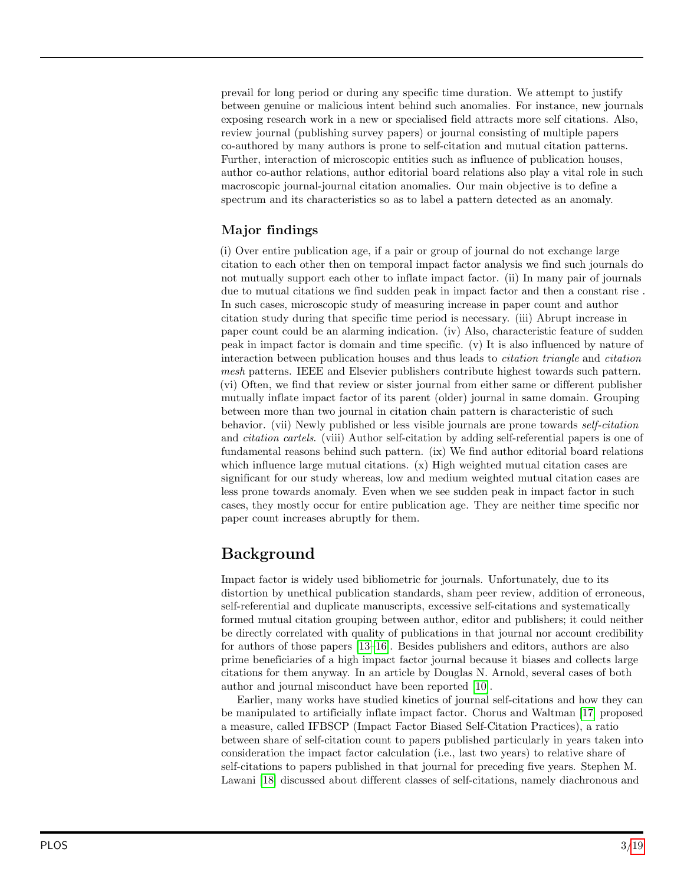prevail for long period or during any specific time duration. We attempt to justify between genuine or malicious intent behind such anomalies. For instance, new journals exposing research work in a new or specialised field attracts more self citations. Also, review journal (publishing survey papers) or journal consisting of multiple papers co-authored by many authors is prone to self-citation and mutual citation patterns. Further, interaction of microscopic entities such as influence of publication houses, author co-author relations, author editorial board relations also play a vital role in such macroscopic journal-journal citation anomalies. Our main objective is to define a spectrum and its characteristics so as to label a pattern detected as an anomaly.

### Major findings

(i) Over entire publication age, if a pair or group of journal do not exchange large citation to each other then on temporal impact factor analysis we find such journals do not mutually support each other to inflate impact factor. (ii) In many pair of journals due to mutual citations we find sudden peak in impact factor and then a constant rise . In such cases, microscopic study of measuring increase in paper count and author citation study during that specific time period is necessary. (iii) Abrupt increase in paper count could be an alarming indication. (iv) Also, characteristic feature of sudden peak in impact factor is domain and time specific. (v) It is also influenced by nature of interaction between publication houses and thus leads to *citation triangle* and *citation mesh* patterns. IEEE and Elsevier publishers contribute highest towards such pattern. (vi) Often, we find that review or sister journal from either same or different publisher mutually inflate impact factor of its parent (older) journal in same domain. Grouping between more than two journal in citation chain pattern is characteristic of such behavior. (vii) Newly published or less visible journals are prone towards *self-citation* and *citation cartels*. (viii) Author self-citation by adding self-referential papers is one of fundamental reasons behind such pattern. (ix) We find author editorial board relations which influence large mutual citations. (x) High weighted mutual citation cases are significant for our study whereas, low and medium weighted mutual citation cases are less prone towards anomaly. Even when we see sudden peak in impact factor in such cases, they mostly occur for entire publication age. They are neither time specific nor paper count increases abruptly for them.

## Background

Impact factor is widely used bibliometric for journals. Unfortunately, due to its distortion by unethical publication standards, sham peer review, addition of erroneous, self-referential and duplicate manuscripts, excessive self-citations and systematically formed mutual citation grouping between author, editor and publishers; it could neither be directly correlated with quality of publications in that journal nor account credibility for authors of those papers [13–16]. Besides publishers and editors, authors are also prime beneficiaries of a high impact factor journal because it biases and collects large citations for them anyway. In an article by Douglas N. Arnold, several cases of both author and journal misconduct have been reported [10].

Earlier, many works have studied kinetics of journal self-citations and how they can be manipulated to artificially inflate impact factor. Chorus and Waltman [17] proposed a measure, called IFBSCP (Impact Factor Biased Self-Citation Practices), a ratio between share of self-citation count to papers published particularly in years taken into consideration the impact factor calculation (i.e., last two years) to relative share of self-citations to papers published in that journal for preceding five years. Stephen M. Lawani [18] discussed about different classes of self-citations, namely diachronous and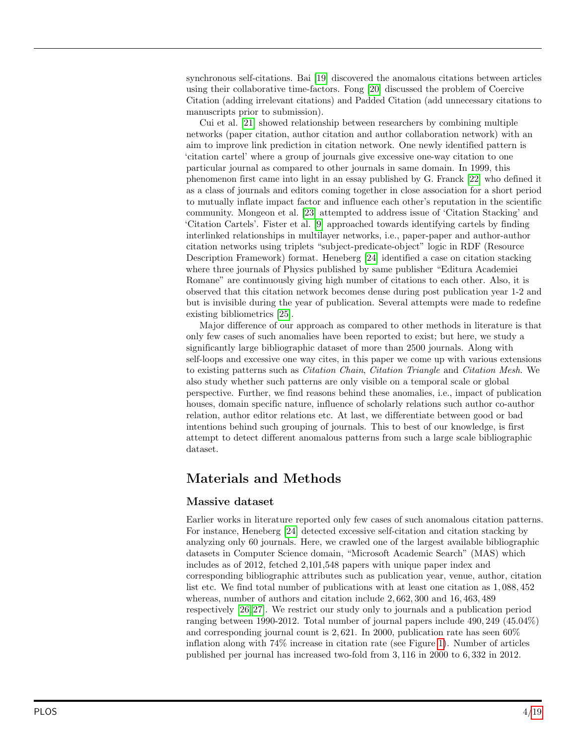synchronous self-citations. Bai [19] discovered the anomalous citations between articles using their collaborative time-factors. Fong [20] discussed the problem of Coercive Citation (adding irrelevant citations) and Padded Citation (add unnecessary citations to manuscripts prior to submission).

Cui et al. [21] showed relationship between researchers by combining multiple networks (paper citation, author citation and author collaboration network) with an aim to improve link prediction in citation network. One newly identified pattern is 'citation cartel' where a group of journals give excessive one-way citation to one particular journal as compared to other journals in same domain. In 1999, this phenomenon first came into light in an essay published by G. Franck [22] who defined it as a class of journals and editors coming together in close association for a short period to mutually inflate impact factor and influence each other's reputation in the scientific community. Mongeon et al. [23] attempted to address issue of 'Citation Stacking' and 'Citation Cartels'. Fister et al. [9] approached towards identifying cartels by finding interlinked relationships in multilayer networks, i.e., paper-paper and author-author citation networks using triplets "subject-predicate-object" logic in RDF (Resource Description Framework) format. Heneberg [24] identified a case on citation stacking where three journals of Physics published by same publisher "Editura Academiei Romane" are continuously giving high number of citations to each other. Also, it is observed that this citation network becomes dense during post publication year 1-2 and but is invisible during the year of publication. Several attempts were made to redefine existing bibliometrics [25].

Major difference of our approach as compared to other methods in literature is that only few cases of such anomalies have been reported to exist; but here, we study a significantly large bibliographic dataset of more than 2500 journals. Along with self-loops and excessive one way cites, in this paper we come up with various extensions to existing patterns such as *Citation Chain*, *Citation Triangle* and *Citation Mesh*. We also study whether such patterns are only visible on a temporal scale or global perspective. Further, we find reasons behind these anomalies, i.e., impact of publication houses, domain specific nature, influence of scholarly relations such author co-author relation, author editor relations etc. At last, we differentiate between good or bad intentions behind such grouping of journals. This to best of our knowledge, is first attempt to detect different anomalous patterns from such a large scale bibliographic dataset.

## Materials and Methods

### Massive dataset

Earlier works in literature reported only few cases of such anomalous citation patterns. For instance, Heneberg [24] detected excessive self-citation and citation stacking by analyzing only 60 journals. Here, we crawled one of the largest available bibliographic datasets in Computer Science domain, "Microsoft Academic Search" (MAS) which includes as of 2012, fetched 2,101,548 papers with unique paper index and corresponding bibliographic attributes such as publication year, venue, author, citation list etc. We find total number of publications with at least one citation as $1,088,452$ whereas, number of authors and citation include $2,662,300$ and $16,463,489$ respectively [26, 27]. We restrict our study only to journals and a publication period ranging between 1990-2012. Total number of journal papers include $490,249$ ($45.04\%$) and corresponding journal count is $2,621$. In 2000, publication rate has seen $60\%$ inflation along with $74\%$ increase in citation rate (see Figure 1). Number of articles published per journal has increased two-fold from $3,116$ in 2000 to $6,332$ in 2012.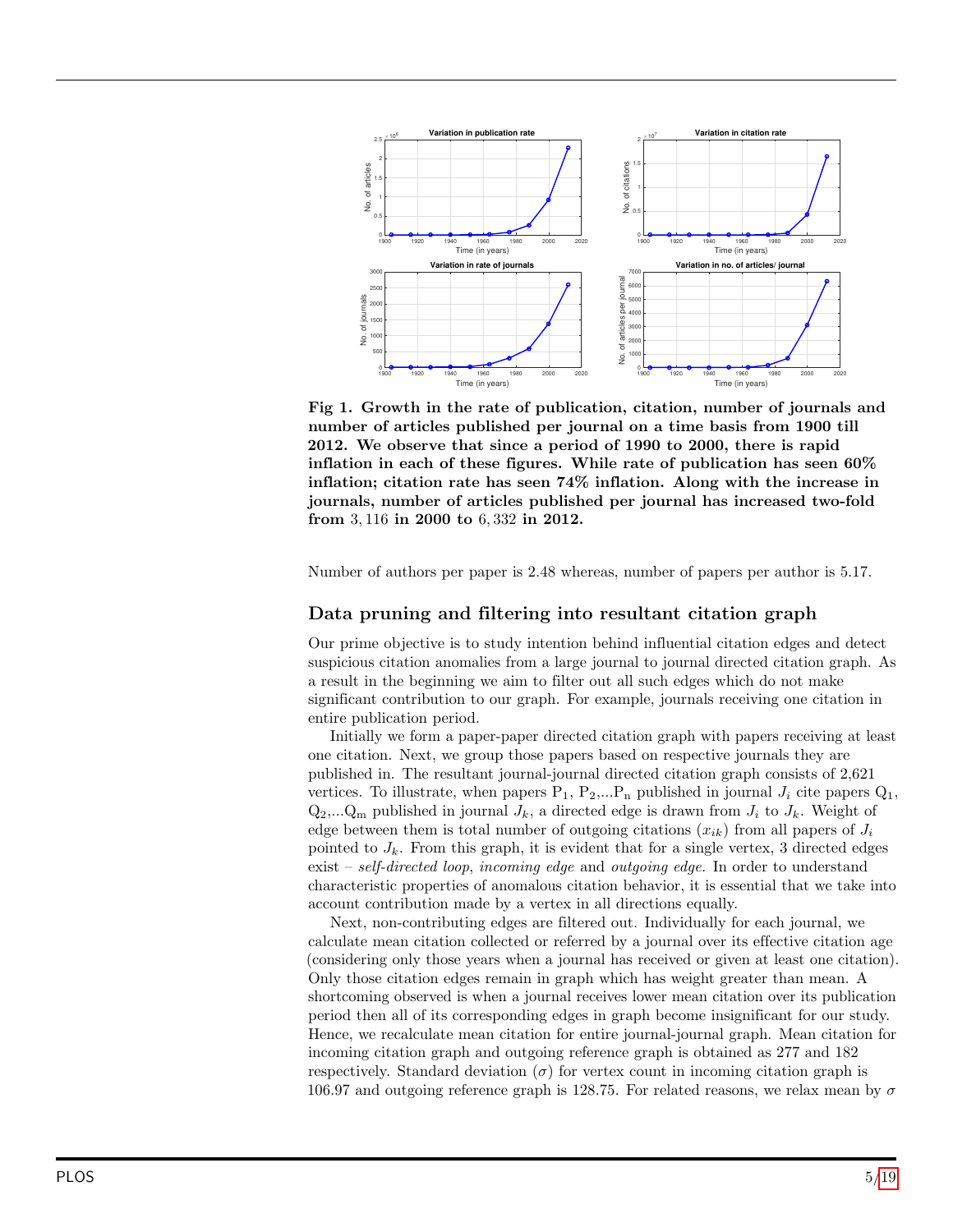Variation in publication rate

$\times 10^6$

2.5

2

1.5

1

0.5

0

No. of articles

1900 1920 1940 1960 1980 2000 2020

Time (in years)

Variation in citation rate

$\times 10^7$

2

1.5

1

0.5

0

No. of citations

1900 1920 1940 1960 1980 2000 2020

Time (in years)

Variation in rate of journals

3000

2500

2000

1500

1000

500

0

No. of journals

1900 1920 1940 1960 1980 2000 2020

Time (in years)

Variation in no. of articles/ journal

7000

6000

5000

4000

3000

2000

1000

0

No. of articles per journal

1900 1920 1940 1960 1980 2000 2020

Time (in years)

**Fig 1. Growth in the rate of publication, citation, number of journals and number of articles published per journal on a time basis from 1900 till 2012. We observe that since a period of 1990 to 2000, there is rapid inflation in each of these figures. While rate of publication has seen 60% inflation; citation rate has seen 74% inflation. Along with the increase in journals, number of articles published per journal has increased two-fold from $3,116$ in 2000 to $6,332$ in 2012.**

Number of authors per paper is 2.48 whereas, number of papers per author is 5.17.

## Data pruning and filtering into resultant citation graph

Our prime objective is to study intention behind influential citation edges and detect suspicious citation anomalies from a large journal to journal directed citation graph. As a result in the beginning we aim to filter out all such edges which do not make significant contribution to our graph. For example, journals receiving one citation in entire publication period.

Initially we form a paper-paper directed citation graph with papers receiving at least one citation. Next, we group those papers based on respective journals they are published in. The resultant journal-journal directed citation graph consists of 2,621 vertices. To illustrate, when papers $\mathrm{P}_1$, $\mathrm{P}_2$,...$\mathrm{P}_\mathrm{n}$ published in journal $J_i$ cite papers $\mathrm{Q}_1$, $\mathrm{Q}_2$,...$\mathrm{Q}_\mathrm{m}$ published in journal $J_k$, a directed edge is drawn from $J_i$ to $J_k$. Weight of edge between them is total number of outgoing citations ($x_{ik}$) from all papers of $J_i$ pointed to $J_k$. From this graph, it is evident that for a single vertex, 3 directed edges exist – *self-directed loop*, *incoming edge* and *outgoing edge*. In order to understand characteristic properties of anomalous citation behavior, it is essential that we take into account contribution made by a vertex in all directions equally.

Next, non-contributing edges are filtered out. Individually for each journal, we calculate mean citation collected or referred by a journal over its effective citation age (considering only those years when a journal has received or given at least one citation). Only those citation edges remain in graph which has weight greater than mean. A shortcoming observed is when a journal receives lower mean citation over its publication period then all of its corresponding edges in graph become insignificant for our study. Hence, we recalculate mean citation for entire journal-journal graph. Mean citation for incoming citation graph and outgoing reference graph is obtained as 277 and 182 respectively. Standard deviation ($\sigma$) for vertex count in incoming citation graph is 106.97 and outgoing reference graph is 128.75. For related reasons, we relax mean by $\sigma$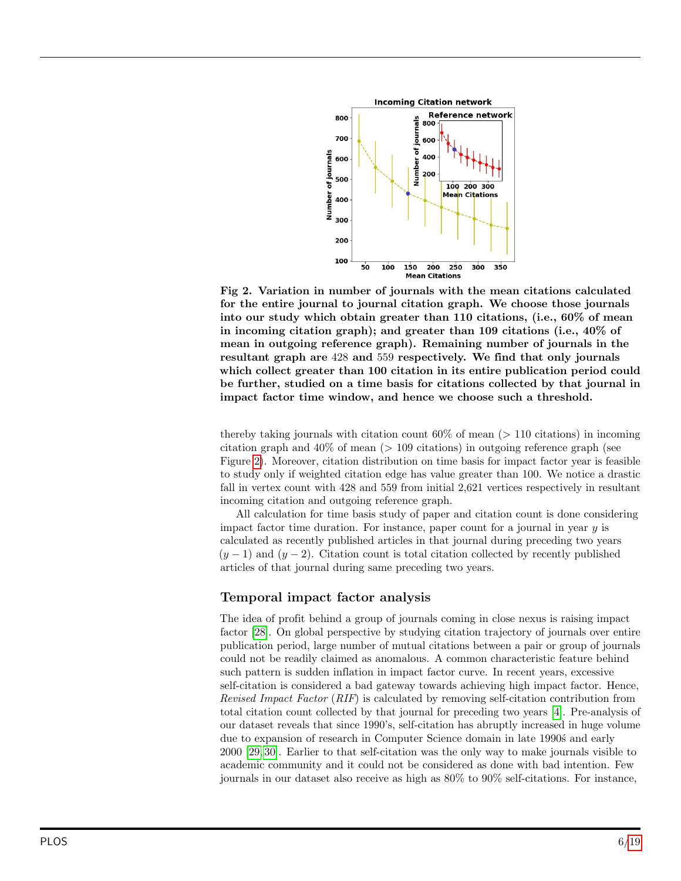Incoming Citation network

Reference network

Number of journals

Mean Citations

800
700
600
500
400
300
200
100

50 100 150 200 250 300 350

800
600
400
200

100 200 300

**Fig 2. Variation in number of journals with the mean citations calculated for the entire journal to journal citation graph. We choose those journals into our study which obtain greater than 110 citations, (i.e., 60% of mean in incoming citation graph); and greater than 109 citations (i.e., 40% of mean in outgoing reference graph). Remaining number of journals in the resultant graph are 428 and 559 respectively. We find that only journals which collect greater than 100 citation in its entire publication period could be further, studied on a time basis for citations collected by that journal in impact factor time window, and hence we choose such a threshold.**

thereby taking journals with citation count 60% of mean ($>$ 110 citations) in incoming citation graph and 40% of mean ($>$ 109 citations) in outgoing reference graph (see Figure 2). Moreover, citation distribution on time basis for impact factor year is feasible to study only if weighted citation edge has value greater than 100. We notice a drastic fall in vertex count with 428 and 559 from initial 2,621 vertices respectively in resultant incoming citation and outgoing reference graph.

All calculation for time basis study of paper and citation count is done considering impact factor time duration. For instance, paper count for a journal in year $y$ is calculated as recently published articles in that journal during preceding two years $(y-1)$ and $(y-2)$. Citation count is total citation collected by recently published articles of that journal during same preceding two years.

## Temporal impact factor analysis

The idea of profit behind a group of journals coming in close nexus is raising impact factor [28]. On global perspective by studying citation trajectory of journals over entire publication period, large number of mutual citations between a pair or group of journals could not be readily claimed as anomalous. A common characteristic feature behind such pattern is sudden inflation in impact factor curve. In recent years, excessive self-citation is considered a bad gateway towards achieving high impact factor. Hence, *Revised Impact Factor* (*RIF*) is calculated by removing self-citation contribution from total citation count collected by that journal for preceding two years [4]. Pre-analysis of our dataset reveals that since 1990's, self-citation has abruptly increased in huge volume due to expansion of research in Computer Science domain in late 1990ś and early 2000 [29, 30]. Earlier to that self-citation was the only way to make journals visible to academic community and it could not be considered as done with bad intention. Few journals in our dataset also receive as high as 80% to 90% self-citations. For instance,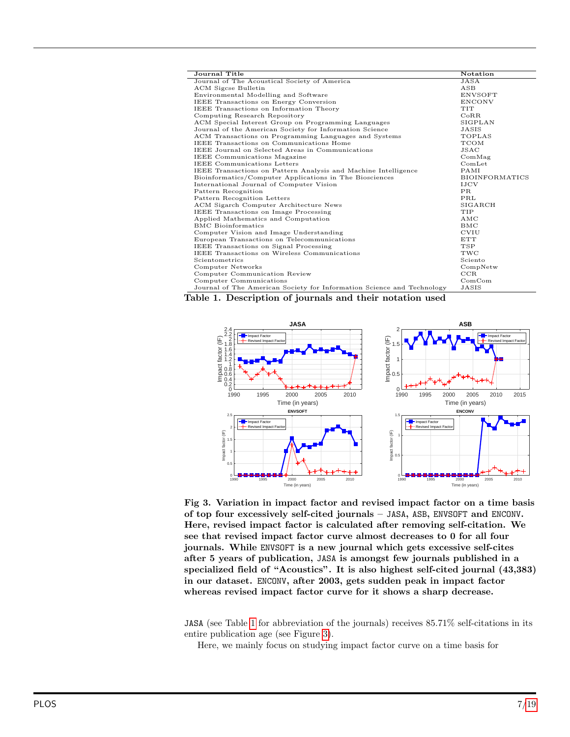| Journal Title | Notation |
|---|---|
| Journal of The Acoustical Society of America | JASA |
| ACM Sigcse Bulletin | ASB |
| Environmental Modelling and Software | ENVSOFT |
| IEEE Transactions on Energy Conversion | ENCONV |
| IEEE Transactions on Information Theory | TIT |
| Computing Research Repository | CoRR |
| ACM Special Interest Group on Programming Languages | SIGPLAN |
| Journal of the American Society for Information Science | JASIS |
| ACM Transactions on Programming Languages and Systems | TOPLAS |
| IEEE Transactions on Communications Home | TCOM |
| IEEE Journal on Selected Areas in Communications | JSAC |
| IEEE Communications Magazine | ComMag |
| IEEE Communications Letters | ComLet |
| IEEE Transactions on Pattern Analysis and Machine Intelligence | PAMI |
| Bioinformatics/Computer Applications in The Biosciences | BIOINFORMATICS |
| International Journal of Computer Vision | IJCV |
| Pattern Recognition | PR |
| Pattern Recognition Letters | PRL |
| ACM Sigarch Computer Architecture News | SIGARCH |
| IEEE Transactions on Image Processing | TIP |
| Applied Mathematics and Computation | AMC |
| BMC Bioinformatics | BMC |
| Computer Vision and Image Understanding | CVIU |
| European Transactions on Telecommunications | ETT |
| IEEE Transactions on Signal Processing | TSP |
| IEEE Transactions on Wireless Communications | TWC |
| Scientometrics | Sciento |
| Computer Networks | CompNetw |
| Computer Communication Review | CCR |
| Computer Communications | ComCom |
| Journal of The American Society for Information Science and Technology | JASIS |

**Table 1. Description of journals and their notation used**

**Fig 3. Variation in impact factor and revised impact factor on a time basis of top four excessively self-cited journals – JASA, ASB, ENVSOFT and ENCONV. Here, revised impact factor is calculated after removing self-citation. We see that revised impact factor curve almost decreases to 0 for all four journals. While ENVSOFT is a new journal which gets excessive self-cites after 5 years of publication, JASA is amongst few journals published in a specialized field of "Acoustics". It is also highest self-cited journal (43,383) in our dataset. ENCONV, after 2003, gets sudden peak in impact factor whereas revised impact factor curve for it shows a sharp decrease.**

JASA (see Table 1 for abbreviation of the journals) receives 85.71% self-citations in its entire publication age (see Figure 3).

Here, we mainly focus on studying impact factor curve on a time basis for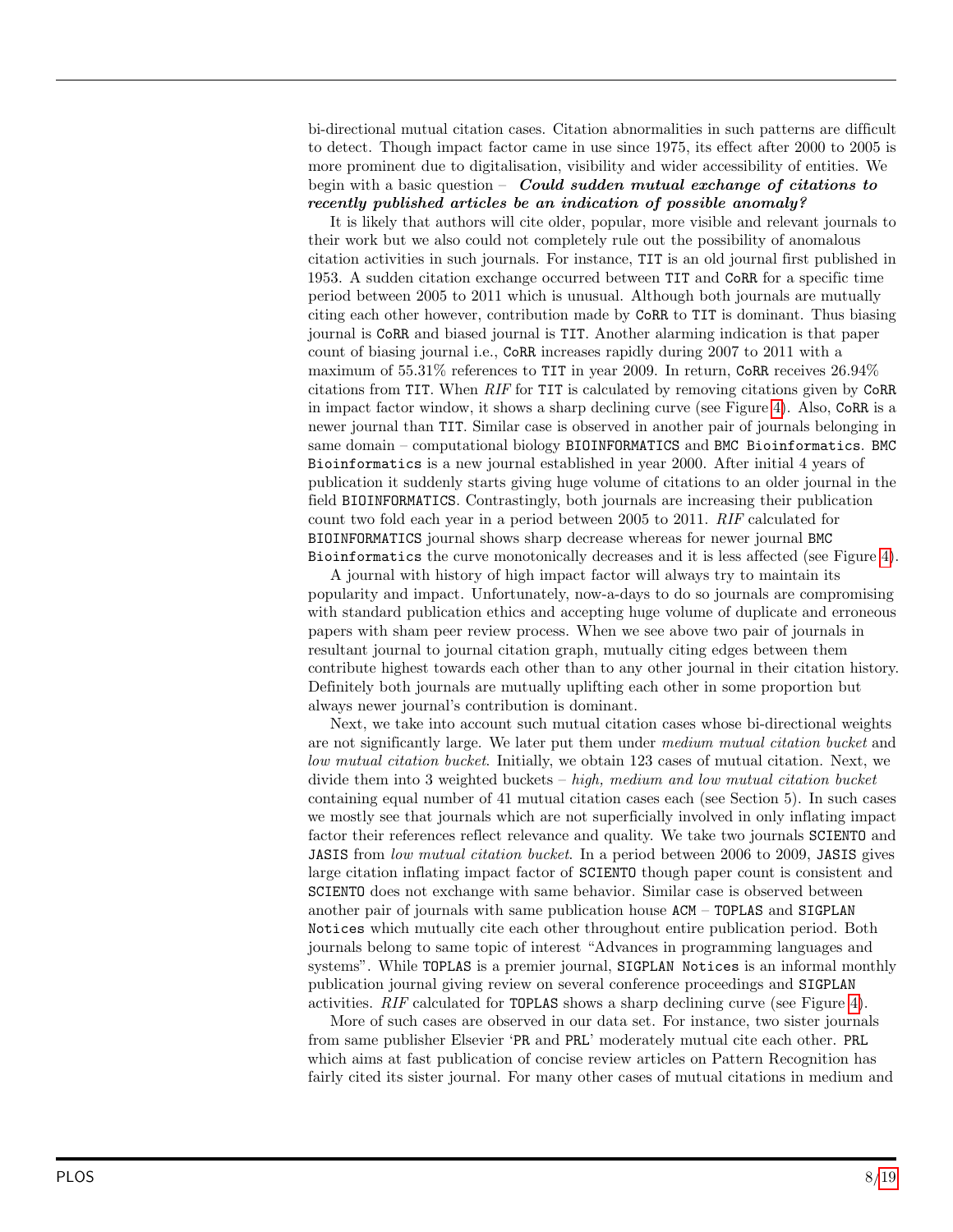bi-directional mutual citation cases. Citation abnormalities in such patterns are difficult to detect. Though impact factor came in use since 1975, its effect after 2000 to 2005 is more prominent due to digitalisation, visibility and wider accessibility of entities. We begin with a basic question – ***Could sudden mutual exchange of citations to recently published articles be an indication of possible anomaly?***

It is likely that authors will cite older, popular, more visible and relevant journals to their work but we also could not completely rule out the possibility of anomalous citation activities in such journals. For instance, `TIT` is an old journal first published in 1953. A sudden citation exchange occurred between `TIT` and `CoRR` for a specific time period between 2005 to 2011 which is unusual. Although both journals are mutually citing each other however, contribution made by `CoRR` to `TIT` is dominant. Thus biasing journal is `CoRR` and biased journal is `TIT`. Another alarming indication is that paper count of biasing journal i.e., `CoRR` increases rapidly during 2007 to 2011 with a maximum of 55.31% references to `TIT` in year 2009. In return, `CoRR` receives 26.94% citations from `TIT`. When *RIF* for `TIT` is calculated by removing citations given by `CoRR` in impact factor window, it shows a sharp declining curve (see Figure 4). Also, `CoRR` is a newer journal than `TIT`. Similar case is observed in another pair of journals belonging in same domain – computational biology `BIOINFORMATICS` and `BMC Bioinformatics`. `BMC Bioinformatics` is a new journal established in year 2000. After initial 4 years of publication it suddenly starts giving huge volume of citations to an older journal in the field `BIOINFORMATICS`. Contrastingly, both journals are increasing their publication count two fold each year in a period between 2005 to 2011. *RIF* calculated for `BIOINFORMATICS` journal shows sharp decrease whereas for newer journal `BMC Bioinformatics` the curve monotonically decreases and it is less affected (see Figure 4).

A journal with history of high impact factor will always try to maintain its popularity and impact. Unfortunately, now-a-days to do so journals are compromising with standard publication ethics and accepting huge volume of duplicate and erroneous papers with sham peer review process. When we see above two pair of journals in resultant journal to journal citation graph, mutually citing edges between them contribute highest towards each other than to any other journal in their citation history. Definitely both journals are mutually uplifting each other in some proportion but always newer journal's contribution is dominant.

Next, we take into account such mutual citation cases whose bi-directional weights are not significantly large. We later put them under *medium mutual citation bucket* and *low mutual citation bucket*. Initially, we obtain 123 cases of mutual citation. Next, we divide them into 3 weighted buckets – *high, medium and low mutual citation bucket* containing equal number of 41 mutual citation cases each (see Section 5). In such cases we mostly see that journals which are not superficially involved in only inflating impact factor their references reflect relevance and quality. We take two journals `SCIENTO` and `JASIS` from *low mutual citation bucket*. In a period between 2006 to 2009, `JASIS` gives large citation inflating impact factor of `SCIENTO` though paper count is consistent and `SCIENTO` does not exchange with same behavior. Similar case is observed between another pair of journals with same publication house `ACM` – `TOPLAS` and `SIGPLAN Notices` which mutually cite each other throughout entire publication period. Both journals belong to same topic of interest "Advances in programming languages and systems". While `TOPLAS` is a premier journal, `SIGPLAN Notices` is an informal monthly publication journal giving review on several conference proceedings and `SIGPLAN` activities. *RIF* calculated for `TOPLAS` shows a sharp declining curve (see Figure 4).

More of such cases are observed in our data set. For instance, two sister journals from same publisher Elsevier '`PR` and `PRL`' moderately mutual cite each other. `PRL` which aims at fast publication of concise review articles on Pattern Recognition has fairly cited its sister journal. For many other cases of mutual citations in medium and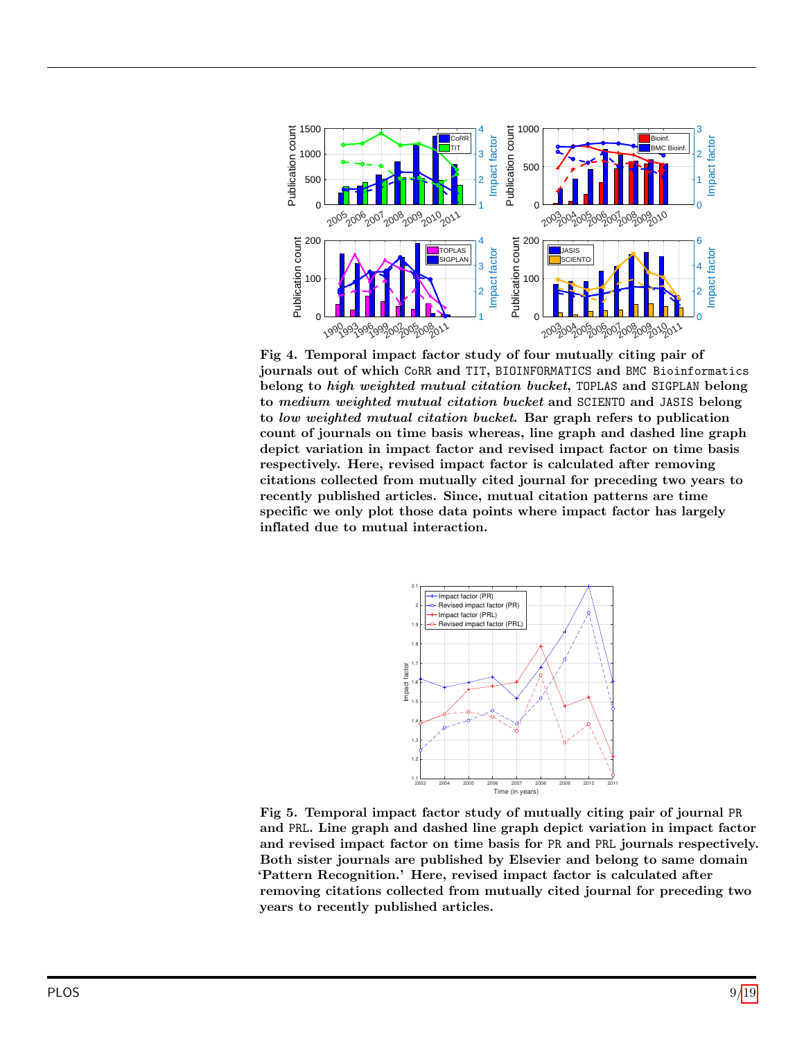Publication count
1500
1000
500
0
Impact factor
4
3
2
1
CoRR
TIT
2005 2006 2007 2008 2009 2010 2011

Publication count
1000
500
0
Impact factor
3
2
1
0
Bioinf.
BMC Bioinf.
2003 2004 2005 2006 2007 2008 2009 2010

Publication count
200
100
0
Impact factor
4
3
2
1
TOPLAS
SIGPLAN
1990 1993 1996 1999 2002 2005 2008 2011

Publication count
200
100
0
Impact factor
6
4
2
0
JASIS
SCIENTO
2003 2004 2005 2006 2007 2008 2009 2010 2011

**Fig 4. Temporal impact factor study of four mutually citing pair of journals out of which CoRR and TIT, BIOINFORMATICS and BMC Bioinformatics belong to *high weighted mutual citation bucket*, TOPLAS and SIGPLAN belong to *medium weighted mutual citation bucket* and SCIENTO and JASIS belong to *low weighted mutual citation bucket*. Bar graph refers to publication count of journals on time basis whereas, line graph and dashed line graph depict variation in impact factor and revised impact factor on time basis respectively. Here, revised impact factor is calculated after removing citations collected from mutually cited journal for preceding two years to recently published articles. Since, mutual citation patterns are time specific we only plot those data points where impact factor has largely inflated due to mutual interaction.**

Impact factor (PR)
Revised impact factor (PR)
Impact factor (PRL)
Revised impact factor (PRL)
Impact factor
2.1
2
1.9
1.8
1.7
1.6
1.5
1.4
1.3
1.2
1.1
2003 2004 2005 2006 2007 2008 2009 2010 2011
Time (in years)

**Fig 5. Temporal impact factor study of mutually citing pair of journal PR and PRL. Line graph and dashed line graph depict variation in impact factor and revised impact factor on time basis for PR and PRL journals respectively. Both sister journals are published by Elsevier and belong to same domain 'Pattern Recognition.' Here, revised impact factor is calculated after removing citations collected from mutually cited journal for preceding two years to recently published articles.**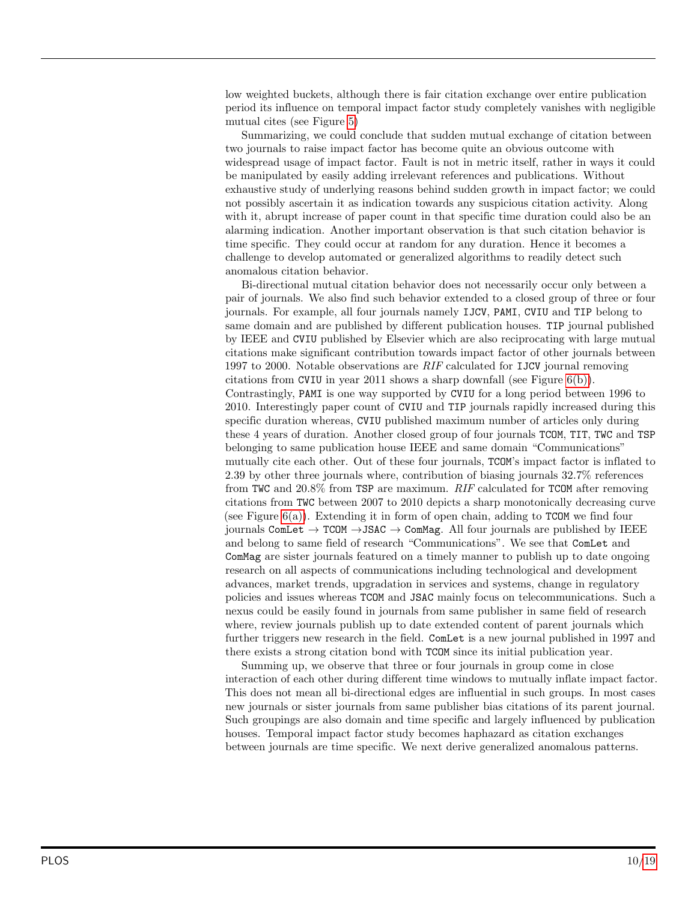low weighted buckets, although there is fair citation exchange over entire publication period its influence on temporal impact factor study completely vanishes with negligible mutual cites (see Figure 5)

Summarizing, we could conclude that sudden mutual exchange of citation between two journals to raise impact factor has become quite an obvious outcome with widespread usage of impact factor. Fault is not in metric itself, rather in ways it could be manipulated by easily adding irrelevant references and publications. Without exhaustive study of underlying reasons behind sudden growth in impact factor; we could not possibly ascertain it as indication towards any suspicious citation activity. Along with it, abrupt increase of paper count in that specific time duration could also be an alarming indication. Another important observation is that such citation behavior is time specific. They could occur at random for any duration. Hence it becomes a challenge to develop automated or generalized algorithms to readily detect such anomalous citation behavior.

Bi-directional mutual citation behavior does not necessarily occur only between a pair of journals. We also find such behavior extended to a closed group of three or four journals. For example, all four journals namely `IJCV`, `PAMI`, `CVIU` and `TIP` belong to same domain and are published by different publication houses. `TIP` journal published by IEEE and `CVIU` published by Elsevier which are also reciprocating with large mutual citations make significant contribution towards impact factor of other journals between 1997 to 2000. Notable observations are *RIF* calculated for `IJCV` journal removing citations from `CVIU` in year 2011 shows a sharp downfall (see Figure 6(b)). Contrastingly, `PAMI` is one way supported by `CVIU` for a long period between 1996 to 2010. Interestingly paper count of `CVIU` and `TIP` journals rapidly increased during this specific duration whereas, `CVIU` published maximum number of articles only during these 4 years of duration. Another closed group of four journals `TCOM`, `TIT`, `TWC` and `TSP` belonging to same publication house IEEE and same domain "Communications" mutually cite each other. Out of these four journals, `TCOM`'s impact factor is inflated to 2.39 by other three journals where, contribution of biasing journals 32.7% references from `TWC` and 20.8% from `TSP` are maximum. *RIF* calculated for `TCOM` after removing citations from `TWC` between 2007 to 2010 depicts a sharp monotonically decreasing curve (see Figure 6(a)). Extending it in form of open chain, adding to `TCOM` we find four journals `ComLet` $\rightarrow$ `TCOM` $\rightarrow$`JSAC` $\rightarrow$ `ComMag`. All four journals are published by IEEE and belong to same field of research "Communications". We see that `ComLet` and `ComMag` are sister journals featured on a timely manner to publish up to date ongoing research on all aspects of communications including technological and development advances, market trends, upgradation in services and systems, change in regulatory policies and issues whereas `TCOM` and `JSAC` mainly focus on telecommunications. Such a nexus could be easily found in journals from same publisher in same field of research where, review journals publish up to date extended content of parent journals which further triggers new research in the field. `ComLet` is a new journal published in 1997 and there exists a strong citation bond with `TCOM` since its initial publication year.

Summing up, we observe that three or four journals in group come in close interaction of each other during different time windows to mutually inflate impact factor. This does not mean all bi-directional edges are influential in such groups. In most cases new journals or sister journals from same publisher bias citations of its parent journal. Such groupings are also domain and time specific and largely influenced by publication houses. Temporal impact factor study becomes haphazard as citation exchanges between journals are time specific. We next derive generalized anomalous patterns.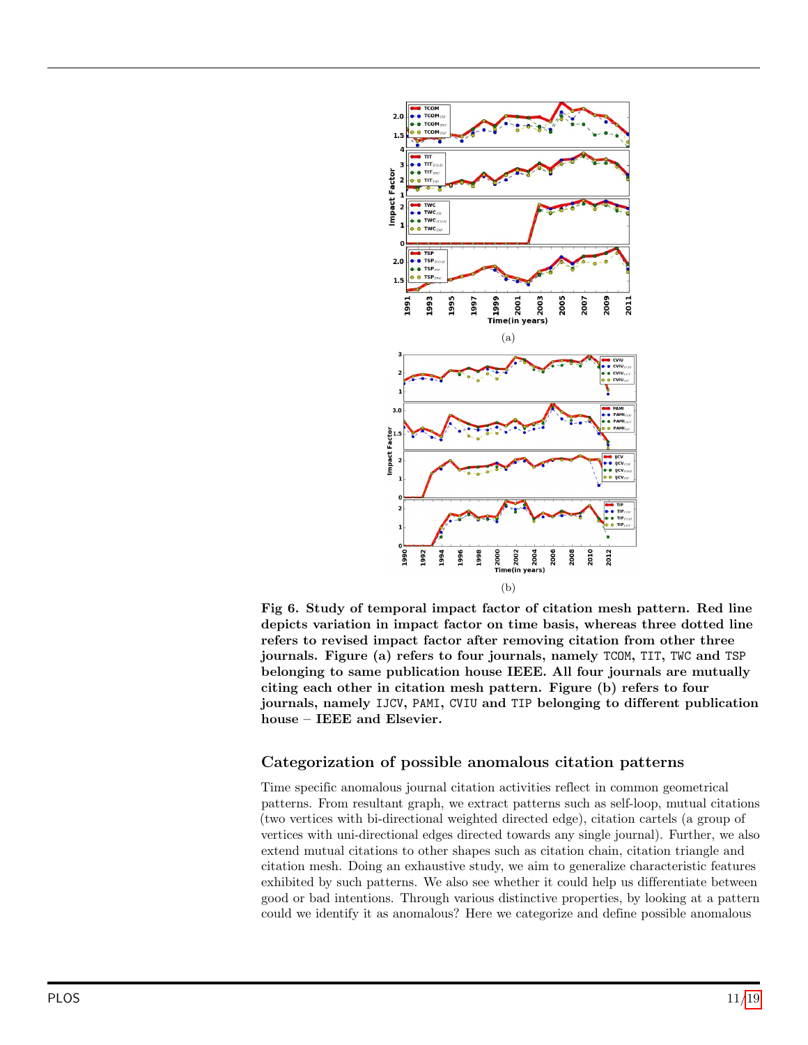Impact Factor

TCOM
TCOM$_{TIT}$
TCOM$_{TWC}$
TCOM$_{TSP}$

TIT
TIT$_{TCOM}$
TIT$_{TWC}$
TIT$_{TSP}$

TWC
TWC$_{TIT}$
TWC$_{TCOM}$
TWC$_{TSP}$

TSP
TSP$_{TCOM}$
TSP$_{TIT}$
TSP$_{TWC}$

1991 1993 1995 1997 1999 2001 2003 2005 2007 2009 2011

Time(in years)

(a)

Impact Factor

CVIU
CVIU$_{PAMI}$
CVIU$_{IJCV}$
CVIU$_{TIP}$

PAMI
PAMI$_{CVIU}$
PAMI$_{IJCV}$
PAMI$_{TIP}$

IJCV
IJCV$_{CVIU}$
IJCV$_{PAMI}$
IJCV$_{TIP}$

TIP
TIP$_{CVIU}$
TIP$_{PAMI}$
TIP$_{IJCV}$

1990 1992 1994 1996 1998 2000 2002 2004 2006 2008 2010 2012

Time(in years)

(b)

**Fig 6. Study of temporal impact factor of citation mesh pattern. Red line depicts variation in impact factor on time basis, whereas three dotted line refers to revised impact factor after removing citation from other three journals. Figure (a) refers to four journals, namely TCOM, TIT, TWC and TSP belonging to same publication house IEEE. All four journals are mutually citing each other in citation mesh pattern. Figure (b) refers to four journals, namely IJCV, PAMI, CVIU and TIP belonging to different publication house – IEEE and Elsevier.**

## Categorization of possible anomalous citation patterns

Time specific anomalous journal citation activities reflect in common geometrical patterns. From resultant graph, we extract patterns such as self-loop, mutual citations (two vertices with bi-directional weighted directed edge), citation cartels (a group of vertices with uni-directional edges directed towards any single journal). Further, we also extend mutual citations to other shapes such as citation chain, citation triangle and citation mesh. Doing an exhaustive study, we aim to generalize characteristic features exhibited by such patterns. We also see whether it could help us differentiate between good or bad intentions. Through various distinctive properties, by looking at a pattern could we identify it as anomalous? Here we categorize and define possible anomalous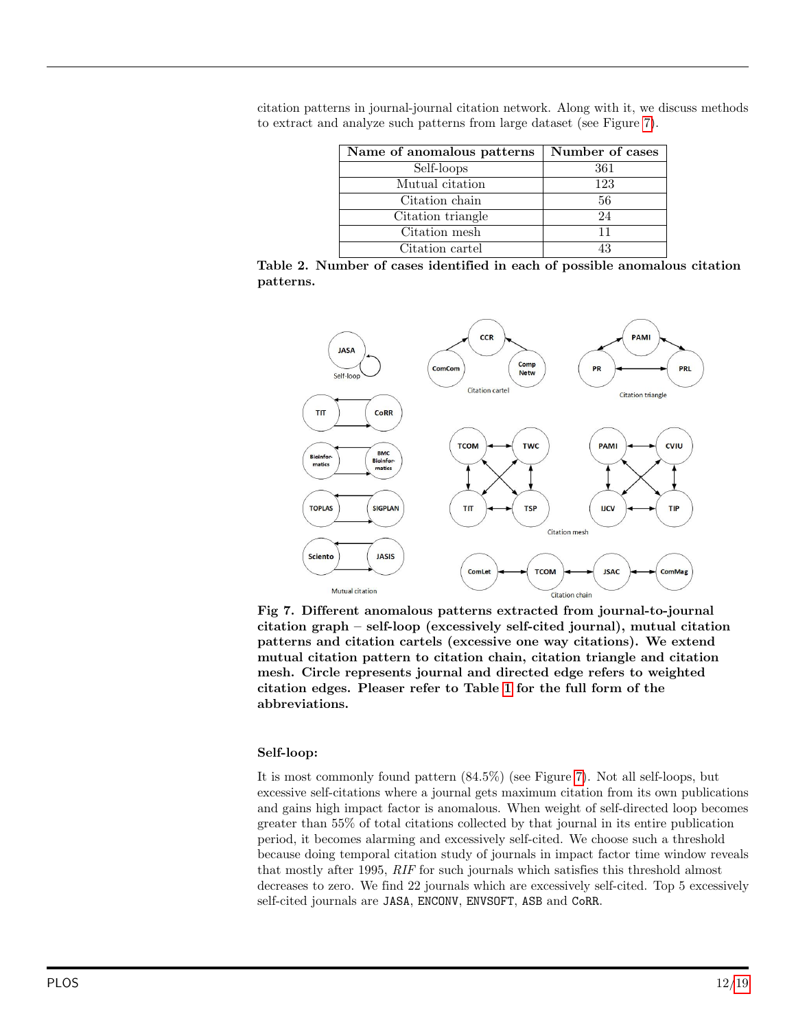citation patterns in journal-journal citation network. Along with it, we discuss methods to extract and analyze such patterns from large dataset (see Figure 7).

| Name of anomalous patterns | Number of cases |
|---|---|
| Self-loops | 361 |
| Mutual citation | 123 |
| Citation chain | 56 |
| Citation triangle | 24 |
| Citation mesh | 11 |
| Citation cartel | 43 |

**Table 2. Number of cases identified in each of possible anomalous citation patterns.**

**Fig 7. Different anomalous patterns extracted from journal-to-journal citation graph – self-loop (excessively self-cited journal), mutual citation patterns and citation cartels (excessive one way citations). We extend mutual citation pattern to citation chain, citation triangle and citation mesh. Circle represents journal and directed edge refers to weighted citation edges. Pleaser refer to Table 1 for the full form of the abbreviations.**

### Self-loop:

It is most commonly found pattern (84.5%) (see Figure 7). Not all self-loops, but excessive self-citations where a journal gets maximum citation from its own publications and gains high impact factor is anomalous. When weight of self-directed loop becomes greater than 55% of total citations collected by that journal in its entire publication period, it becomes alarming and excessively self-cited. We choose such a threshold because doing temporal citation study of journals in impact factor time window reveals that mostly after 1995, *RIF* for such journals which satisfies this threshold almost decreases to zero. We find 22 journals which are excessively self-cited. Top 5 excessively self-cited journals are `JASA`, `ENCONV`, `ENVSOFT`, `ASB` and `CoRR`.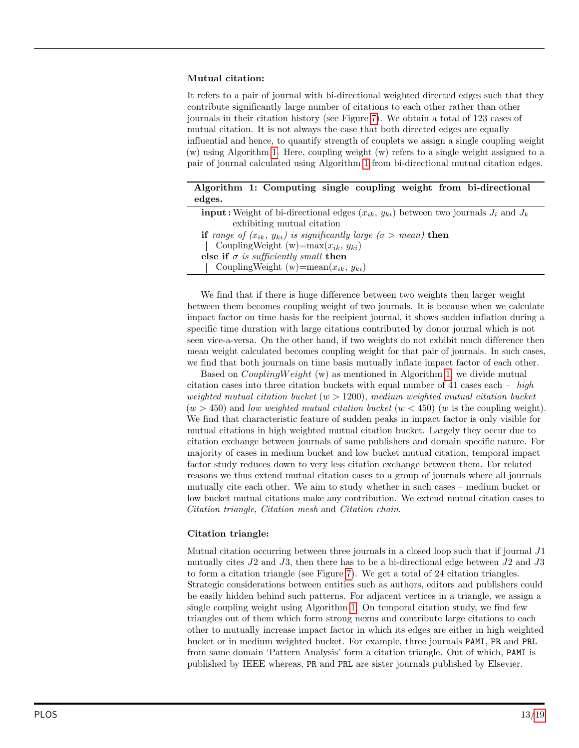**Mutual citation:**

It refers to a pair of journal with bi-directional weighted directed edges such that they contribute significantly large number of citations to each other rather than other journals in their citation history (see Figure 7). We obtain a total of 123 cases of mutual citation. It is not always the case that both directed edges are equally influential and hence, to quantify strength of couplets we assign a single coupling weight (w) using Algorithm 1. Here, coupling weight (w) refers to a single weight assigned to a pair of journal calculated using Algorithm 1 from bi-directional mutual citation edges.

**Algorithm 1: Computing single coupling weight from bi-directional edges.**

```
input : Weight of bi-directional edges (x_ik, y_ki) between two journals J_i and J_k
        exhibiting mutual citation
if range of (x_ik, y_ki) is significantly large (σ > mean) then
 |  CouplingWeight (w)=max(x_ik, y_ki)
else if σ is sufficiently small then
 |  CouplingWeight (w)=mean(x_ik, y_ki)
```

We find that if there is huge difference between two weights then larger weight between them becomes coupling weight of two journals. It is because when we calculate impact factor on time basis for the recipient journal, it shows sudden inflation during a specific time duration with large citations contributed by donor journal which is not seen vice-a-versa. On the other hand, if two weights do not exhibit much difference then mean weight calculated becomes coupling weight for that pair of journals. In such cases, we find that both journals on time basis mutually inflate impact factor of each other.

Based on $CouplingWeight$ (w) as mentioned in Algorithm 1, we divide mutual citation cases into three citation buckets with equal number of 41 cases each – *high weighted mutual citation bucket* ($w > 1200$), *medium weighted mutual citation bucket* ($w > 450$) and *low weighted mutual citation bucket* ($w < 450$) ($w$ is the coupling weight). We find that characteristic feature of sudden peaks in impact factor is only visible for mutual citations in high weighted mutual citation bucket. Largely they occur due to citation exchange between journals of same publishers and domain specific nature. For majority of cases in medium bucket and low bucket mutual citation, temporal impact factor study reduces down to very less citation exchange between them. For related reasons we thus extend mutual citation cases to a group of journals where all journals mutually cite each other. We aim to study whether in such cases – medium bucket or low bucket mutual citations make any contribution. We extend mutual citation cases to *Citation triangle*, *Citation mesh* and *Citation chain*.

**Citation triangle:**

Mutual citation occurring between three journals in a closed loop such that if journal $J1$ mutually cites $J2$ and $J3$, then there has to be a bi-directional edge between $J2$ and $J3$ to form a citation triangle (see Figure 7). We get a total of 24 citation triangles. Strategic considerations between entities such as authors, editors and publishers could be easily hidden behind such patterns. For adjacent vertices in a triangle, we assign a single coupling weight using Algorithm 1. On temporal citation study, we find few triangles out of them which form strong nexus and contribute large citations to each other to mutually increase impact factor in which its edges are either in high weighted bucket or in medium weighted bucket. For example, three journals PAMI, PR and PRL from same domain 'Pattern Analysis' form a citation triangle. Out of which, PAMI is published by IEEE whereas, PR and PRL are sister journals published by Elsevier.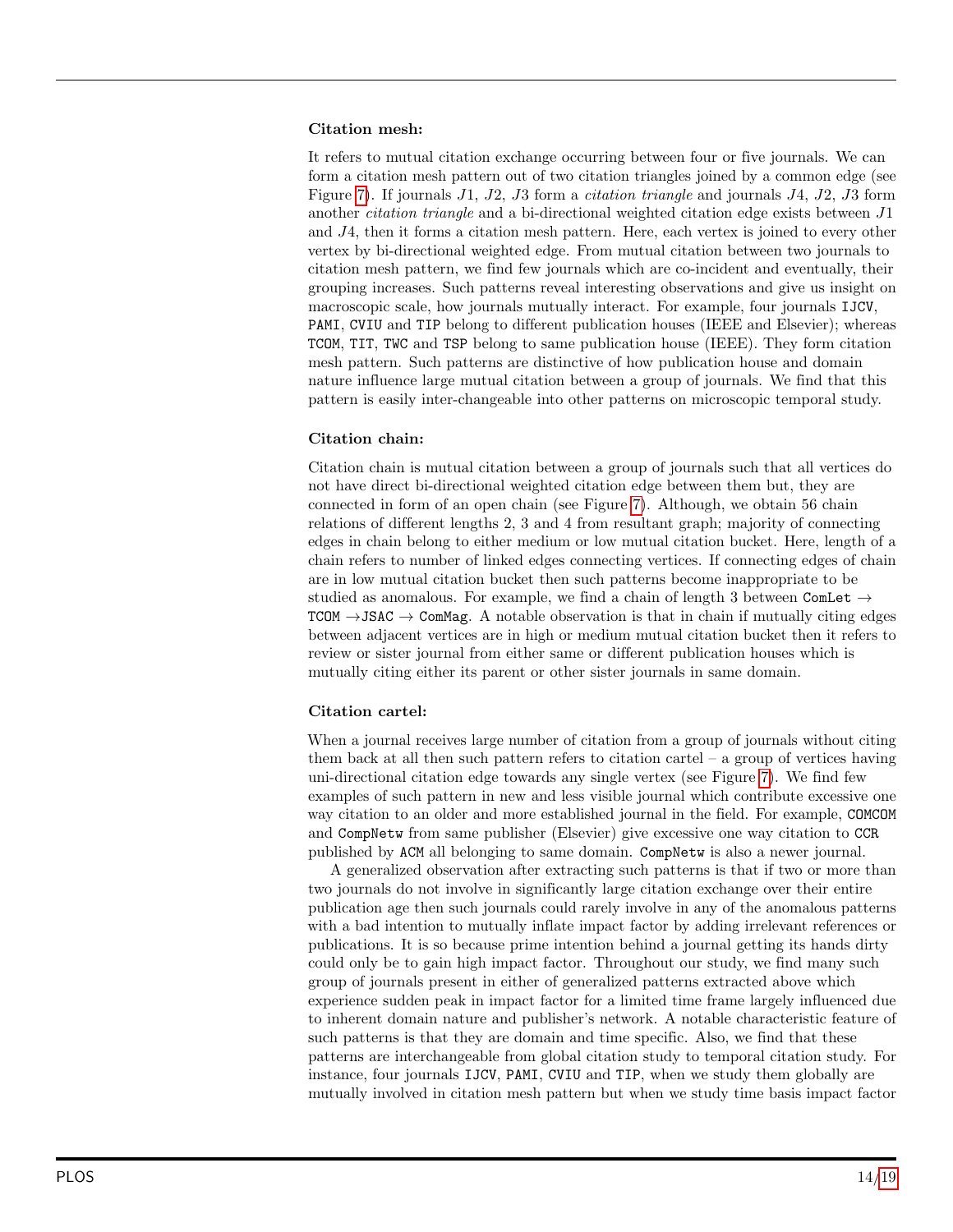**Citation mesh:**

It refers to mutual citation exchange occurring between four or five journals. We can form a citation mesh pattern out of two citation triangles joined by a common edge (see Figure 7). If journals $J1$, $J2$, $J3$ form a *citation triangle* and journals $J4$, $J2$, $J3$ form another *citation triangle* and a bi-directional weighted citation edge exists between $J1$ and $J4$, then it forms a citation mesh pattern. Here, each vertex is joined to every other vertex by bi-directional weighted edge. From mutual citation between two journals to citation mesh pattern, we find few journals which are co-incident and eventually, their grouping increases. Such patterns reveal interesting observations and give us insight on macroscopic scale, how journals mutually interact. For example, four journals `IJCV`, `PAMI`, `CVIU` and `TIP` belong to different publication houses (IEEE and Elsevier); whereas `TCOM`, `TIT`, `TWC` and `TSP` belong to same publication house (IEEE). They form citation mesh pattern. Such patterns are distinctive of how publication house and domain nature influence large mutual citation between a group of journals. We find that this pattern is easily inter-changeable into other patterns on microscopic temporal study.

**Citation chain:**

Citation chain is mutual citation between a group of journals such that all vertices do not have direct bi-directional weighted citation edge between them but, they are connected in form of an open chain (see Figure 7). Although, we obtain 56 chain relations of different lengths 2, 3 and 4 from resultant graph; majority of connecting edges in chain belong to either medium or low mutual citation bucket. Here, length of a chain refers to number of linked edges connecting vertices. If connecting edges of chain are in low mutual citation bucket then such patterns become inappropriate to be studied as anomalous. For example, we find a chain of length 3 between `ComLet` $\rightarrow$ `TCOM` $\rightarrow$`JSAC` $\rightarrow$ `ComMag`. A notable observation is that in chain if mutually citing edges between adjacent vertices are in high or medium mutual citation bucket then it refers to review or sister journal from either same or different publication houses which is mutually citing either its parent or other sister journals in same domain.

**Citation cartel:**

When a journal receives large number of citation from a group of journals without citing them back at all then such pattern refers to citation cartel – a group of vertices having uni-directional citation edge towards any single vertex (see Figure 7). We find few examples of such pattern in new and less visible journal which contribute excessive one way citation to an older and more established journal in the field. For example, `COMCOM` and `CompNetw` from same publisher (Elsevier) give excessive one way citation to `CCR` published by `ACM` all belonging to same domain. `CompNetw` is also a newer journal.

A generalized observation after extracting such patterns is that if two or more than two journals do not involve in significantly large citation exchange over their entire publication age then such journals could rarely involve in any of the anomalous patterns with a bad intention to mutually inflate impact factor by adding irrelevant references or publications. It is so because prime intention behind a journal getting its hands dirty could only be to gain high impact factor. Throughout our study, we find many such group of journals present in either of generalized patterns extracted above which experience sudden peak in impact factor for a limited time frame largely influenced due to inherent domain nature and publisher's network. A notable characteristic feature of such patterns is that they are domain and time specific. Also, we find that these patterns are interchangeable from global citation study to temporal citation study. For instance, four journals `IJCV`, `PAMI`, `CVIU` and `TIP`, when we study them globally are mutually involved in citation mesh pattern but when we study time basis impact factor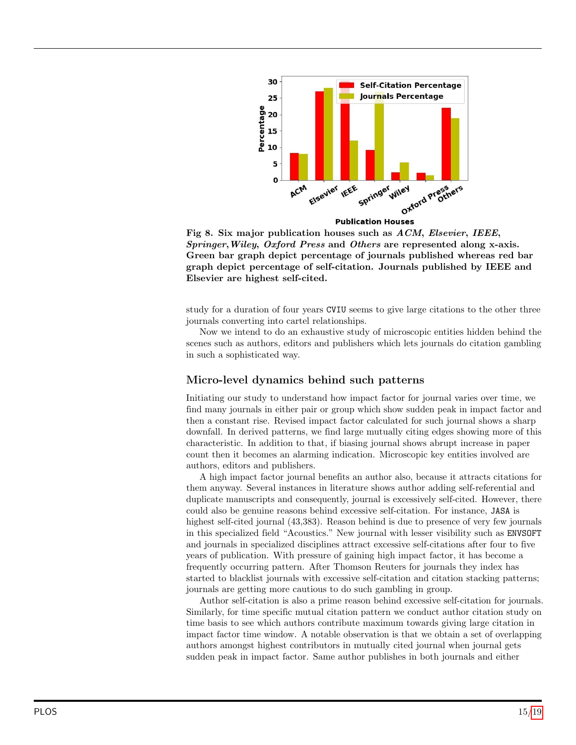Percentage

30
25
20
15
10
5
0

Self-Citation Percentage
Journals Percentage

ACM
Elsevier
IEEE
Springer
Wiley
Oxford Press
Others

Publication Houses

**Fig 8. Six major publication houses such as *ACM*, *Elsevier*, *IEEE*, *Springer*, *Wiley*, *Oxford Press* and *Others* are represented along x-axis. Green bar graph depict percentage of journals published whereas red bar graph depict percentage of self-citation. Journals published by IEEE and Elsevier are highest self-cited.**

study for a duration of four years `CVIU` seems to give large citations to the other three journals converting into cartel relationships.

Now we intend to do an exhaustive study of microscopic entities hidden behind the scenes such as authors, editors and publishers which lets journals do citation gambling in such a sophisticated way.

## Micro-level dynamics behind such patterns

Initiating our study to understand how impact factor for journal varies over time, we find many journals in either pair or group which show sudden peak in impact factor and then a constant rise. Revised impact factor calculated for such journal shows a sharp downfall. In derived patterns, we find large mutually citing edges showing more of this characteristic. In addition to that, if biasing journal shows abrupt increase in paper count then it becomes an alarming indication. Microscopic key entities involved are authors, editors and publishers.

A high impact factor journal benefits an author also, because it attracts citations for them anyway. Several instances in literature shows author adding self-referential and duplicate manuscripts and consequently, journal is excessively self-cited. However, there could also be genuine reasons behind excessive self-citation. For instance, `JASA` is highest self-cited journal (43,383). Reason behind is due to presence of very few journals in this specialized field "Acoustics." New journal with lesser visibility such as `ENVSOFT` and journals in specialized disciplines attract excessive self-citations after four to five years of publication. With pressure of gaining high impact factor, it has become a frequently occurring pattern. After Thomson Reuters for journals they index has started to blacklist journals with excessive self-citation and citation stacking patterns; journals are getting more cautious to do such gambling in group.

Author self-citation is also a prime reason behind excessive self-citation for journals. Similarly, for time specific mutual citation pattern we conduct author citation study on time basis to see which authors contribute maximum towards giving large citation in impact factor time window. A notable observation is that we obtain a set of overlapping authors amongst highest contributors in mutually cited journal when journal gets sudden peak in impact factor. Same author publishes in both journals and either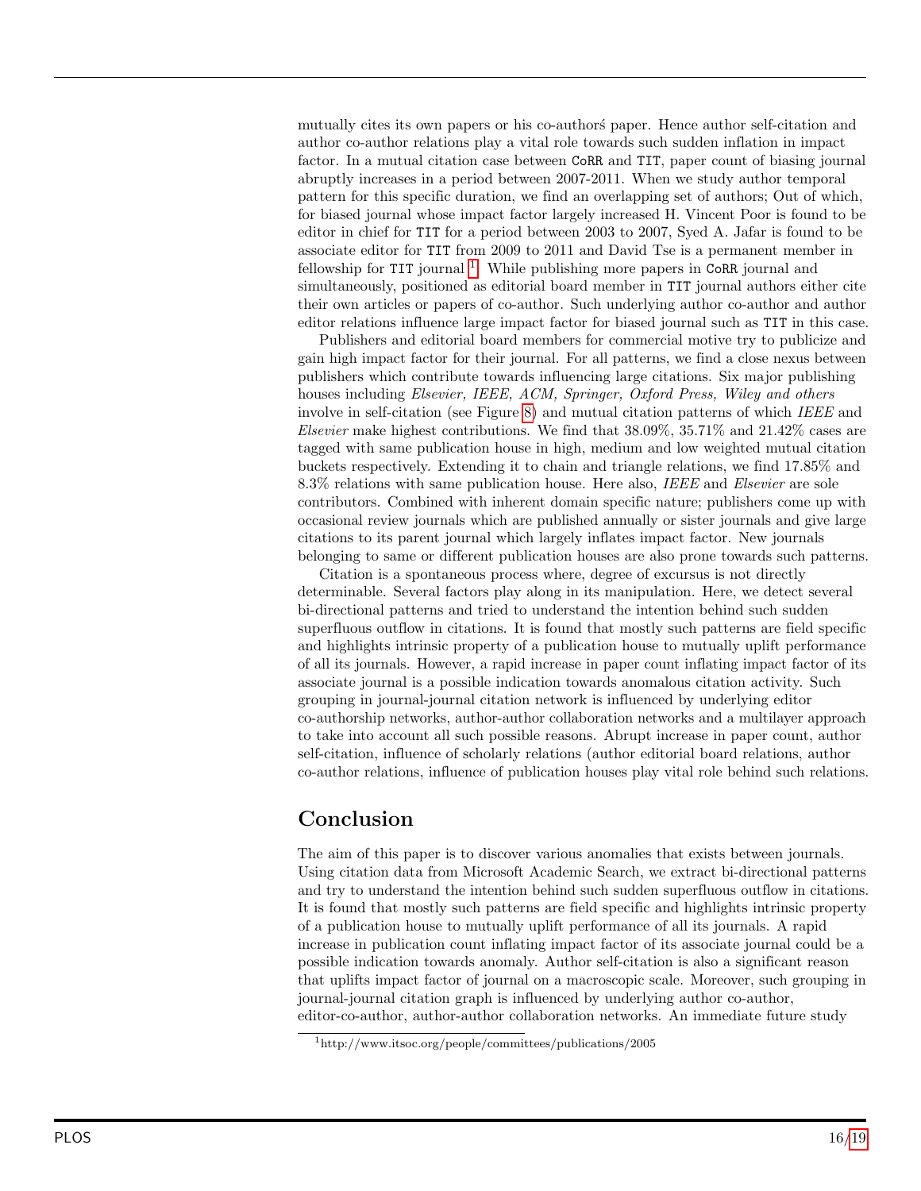mutually cites its own papers or his co-authorś paper. Hence author self-citation and author co-author relations play a vital role towards such sudden inflation in impact factor. In a mutual citation case between CoRR and TIT, paper count of biasing journal abruptly increases in a period between 2007-2011. When we study author temporal pattern for this specific duration, we find an overlapping set of authors; Out of which, for biased journal whose impact factor largely increased H. Vincent Poor is found to be editor in chief for TIT for a period between 2003 to 2007, Syed A. Jafar is found to be associate editor for TIT from 2009 to 2011 and David Tse is a permanent member in fellowship for TIT journal [1]. While publishing more papers in CoRR journal and simultaneously, positioned as editorial board member in TIT journal authors either cite their own articles or papers of co-author. Such underlying author co-author and author editor relations influence large impact factor for biased journal such as TIT in this case.

Publishers and editorial board members for commercial motive try to publicize and gain high impact factor for their journal. For all patterns, we find a close nexus between publishers which contribute towards influencing large citations. Six major publishing houses including *Elsevier, IEEE, ACM, Springer, Oxford Press, Wiley and others* involve in self-citation (see Figure 8) and mutual citation patterns of which *IEEE* and *Elsevier* make highest contributions. We find that 38.09%, 35.71% and 21.42% cases are tagged with same publication house in high, medium and low weighted mutual citation buckets respectively. Extending it to chain and triangle relations, we find 17.85% and 8.3% relations with same publication house. Here also, *IEEE* and *Elsevier* are sole contributors. Combined with inherent domain specific nature; publishers come up with occasional review journals which are published annually or sister journals and give large citations to its parent journal which largely inflates impact factor. New journals belonging to same or different publication houses are also prone towards such patterns.

Citation is a spontaneous process where, degree of excursus is not directly determinable. Several factors play along in its manipulation. Here, we detect several bi-directional patterns and tried to understand the intention behind such sudden superfluous outflow in citations. It is found that mostly such patterns are field specific and highlights intrinsic property of a publication house to mutually uplift performance of all its journals. However, a rapid increase in paper count inflating impact factor of its associate journal is a possible indication towards anomalous citation activity. Such grouping in journal-journal citation network is influenced by underlying editor co-authorship networks, author-author collaboration networks and a multilayer approach to take into account all such possible reasons. Abrupt increase in paper count, author self-citation, influence of scholarly relations (author editorial board relations, author co-author relations, influence of publication houses play vital role behind such relations.

## Conclusion

The aim of this paper is to discover various anomalies that exists between journals. Using citation data from Microsoft Academic Search, we extract bi-directional patterns and try to understand the intention behind such sudden superfluous outflow in citations. It is found that mostly such patterns are field specific and highlights intrinsic property of a publication house to mutually uplift performance of all its journals. A rapid increase in publication count inflating impact factor of its associate journal could be a possible indication towards anomaly. Author self-citation is also a significant reason that uplifts impact factor of journal on a macroscopic scale. Moreover, such grouping in journal-journal citation graph is influenced by underlying author co-author, editor-co-author, author-author collaboration networks. An immediate future study

[1] http://www.itsoc.org/people/committees/publications/2005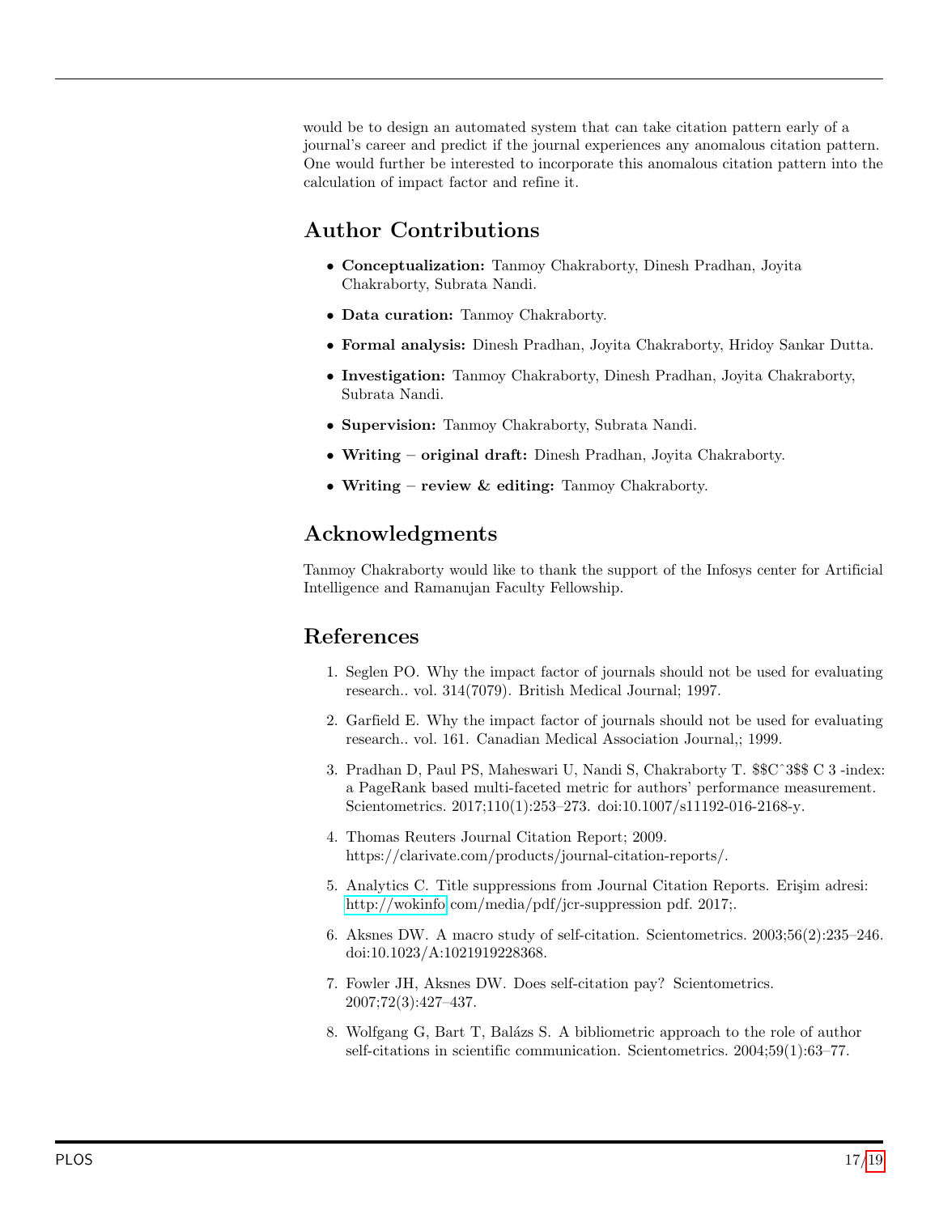would be to design an automated system that can take citation pattern early of a journal's career and predict if the journal experiences any anomalous citation pattern. One would further be interested to incorporate this anomalous citation pattern into the calculation of impact factor and refine it.

## Author Contributions

- **Conceptualization:** Tanmoy Chakraborty, Dinesh Pradhan, Joyita Chakraborty, Subrata Nandi.
- **Data curation:** Tanmoy Chakraborty.
- **Formal analysis:** Dinesh Pradhan, Joyita Chakraborty, Hridoy Sankar Dutta.
- **Investigation:** Tanmoy Chakraborty, Dinesh Pradhan, Joyita Chakraborty, Subrata Nandi.
- **Supervision:** Tanmoy Chakraborty, Subrata Nandi.
- **Writing – original draft:** Dinesh Pradhan, Joyita Chakraborty.
- **Writing – review & editing:** Tanmoy Chakraborty.

## Acknowledgments

Tanmoy Chakraborty would like to thank the support of the Infosys center for Artificial Intelligence and Ramanujan Faculty Fellowship.

## References

1. Seglen PO. Why the impact factor of journals should not be used for evaluating research.. vol. 314(7079). British Medical Journal; 1997.
2. Garfield E. Why the impact factor of journals should not be used for evaluating research.. vol. 161. Canadian Medical Association Journal,; 1999.
3. Pradhan D, Paul PS, Maheswari U, Nandi S, Chakraborty T. $$Cˆ3$$ C 3 -index: a PageRank based multi-faceted metric for authors' performance measurement. Scientometrics. 2017;110(1):253–273. doi:10.1007/s11192-016-2168-y.
4. Thomas Reuters Journal Citation Report; 2009. https://clarivate.com/products/journal-citation-reports/.
5. Analytics C. Title suppressions from Journal Citation Reports. Erişim adresi: http://wokinfo com/media/pdf/jcr-suppression pdf. 2017;.
6. Aksnes DW. A macro study of self-citation. Scientometrics. 2003;56(2):235–246. doi:10.1023/A:1021919228368.
7. Fowler JH, Aksnes DW. Does self-citation pay? Scientometrics. 2007;72(3):427–437.
8. Wolfgang G, Bart T, Balázs S. A bibliometric approach to the role of author self-citations in scientific communication. Scientometrics. 2004;59(1):63–77.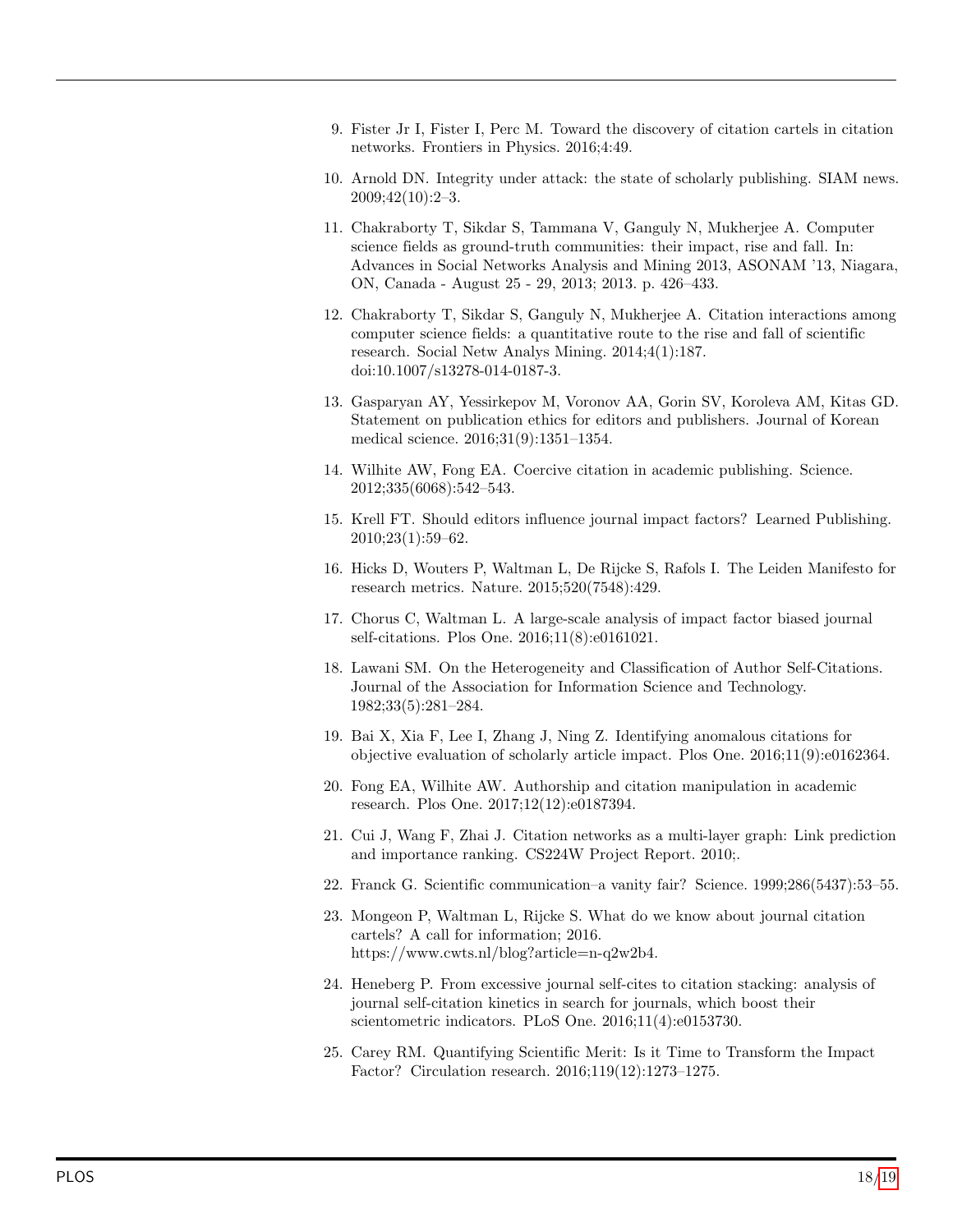9. Fister Jr I, Fister I, Perc M. Toward the discovery of citation cartels in citation networks. Frontiers in Physics. 2016;4:49.

10. Arnold DN. Integrity under attack: the state of scholarly publishing. SIAM news. 2009;42(10):2–3.

11. Chakraborty T, Sikdar S, Tammana V, Ganguly N, Mukherjee A. Computer science fields as ground-truth communities: their impact, rise and fall. In: Advances in Social Networks Analysis and Mining 2013, ASONAM '13, Niagara, ON, Canada - August 25 - 29, 2013; 2013. p. 426–433.

12. Chakraborty T, Sikdar S, Ganguly N, Mukherjee A. Citation interactions among computer science fields: a quantitative route to the rise and fall of scientific research. Social Netw Analys Mining. 2014;4(1):187. doi:10.1007/s13278-014-0187-3.

13. Gasparyan AY, Yessirkepov M, Voronov AA, Gorin SV, Koroleva AM, Kitas GD. Statement on publication ethics for editors and publishers. Journal of Korean medical science. 2016;31(9):1351–1354.

14. Wilhite AW, Fong EA. Coercive citation in academic publishing. Science. 2012;335(6068):542–543.

15. Krell FT. Should editors influence journal impact factors? Learned Publishing. 2010;23(1):59–62.

16. Hicks D, Wouters P, Waltman L, De Rijcke S, Rafols I. The Leiden Manifesto for research metrics. Nature. 2015;520(7548):429.

17. Chorus C, Waltman L. A large-scale analysis of impact factor biased journal self-citations. Plos One. 2016;11(8):e0161021.

18. Lawani SM. On the Heterogeneity and Classification of Author Self-Citations. Journal of the Association for Information Science and Technology. 1982;33(5):281–284.

19. Bai X, Xia F, Lee I, Zhang J, Ning Z. Identifying anomalous citations for objective evaluation of scholarly article impact. Plos One. 2016;11(9):e0162364.

20. Fong EA, Wilhite AW. Authorship and citation manipulation in academic research. Plos One. 2017;12(12):e0187394.

21. Cui J, Wang F, Zhai J. Citation networks as a multi-layer graph: Link prediction and importance ranking. CS224W Project Report. 2010;.

22. Franck G. Scientific communication–a vanity fair? Science. 1999;286(5437):53–55.

23. Mongeon P, Waltman L, Rijcke S. What do we know about journal citation cartels? A call for information; 2016. https://www.cwts.nl/blog?article=n-q2w2b4.

24. Heneberg P. From excessive journal self-cites to citation stacking: analysis of journal self-citation kinetics in search for journals, which boost their scientometric indicators. PLoS One. 2016;11(4):e0153730.

25. Carey RM. Quantifying Scientific Merit: Is it Time to Transform the Impact Factor? Circulation research. 2016;119(12):1273–1275.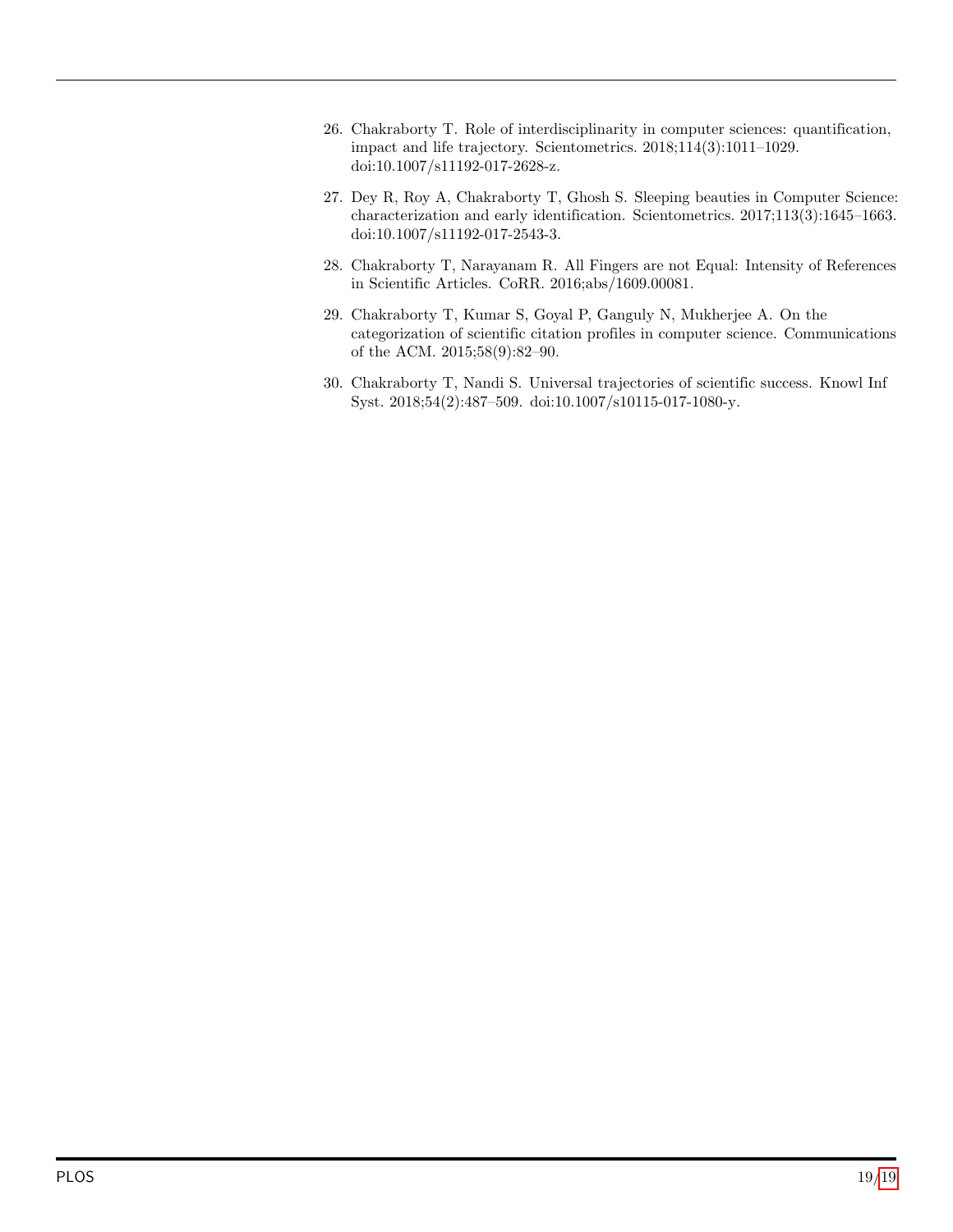26. Chakraborty T. Role of interdisciplinarity in computer sciences: quantification, impact and life trajectory. Scientometrics. 2018;114(3):1011–1029. doi:10.1007/s11192-017-2628-z.

27. Dey R, Roy A, Chakraborty T, Ghosh S. Sleeping beauties in Computer Science: characterization and early identification. Scientometrics. 2017;113(3):1645–1663. doi:10.1007/s11192-017-2543-3.

28. Chakraborty T, Narayanam R. All Fingers are not Equal: Intensity of References in Scientific Articles. CoRR. 2016;abs/1609.00081.

29. Chakraborty T, Kumar S, Goyal P, Ganguly N, Mukherjee A. On the categorization of scientific citation profiles in computer science. Communications of the ACM. 2015;58(9):82–90.

30. Chakraborty T, Nandi S. Universal trajectories of scientific success. Knowl Inf Syst. 2018;54(2):487–509. doi:10.1007/s10115-017-1080-y.